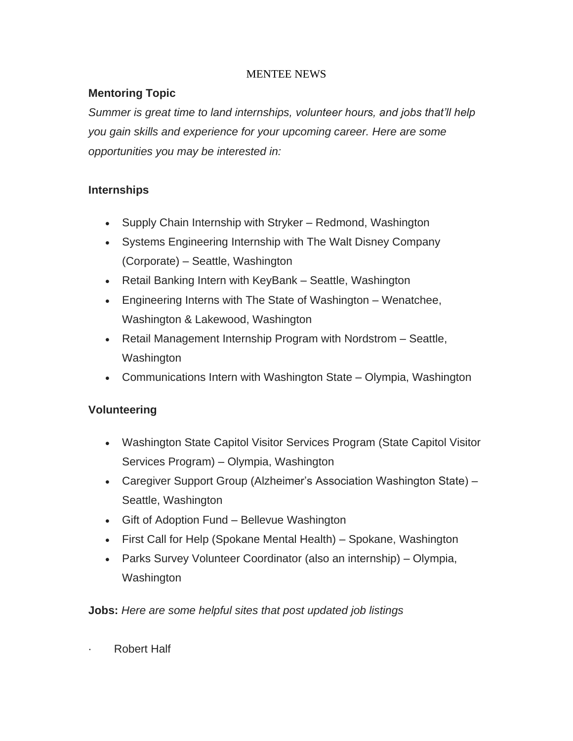# MENTEE NEWS

**Mentoring Topic**

*Summer is great time to land internships, volunteer hours, and jobs that'll help you gain skills and experience for your upcoming career. Here are some opportunities you may be interested in:*

**Internships**

- Supply Chain Internship with Stryker – Redmond, Washington
- Systems Engineering Internship with The Walt Disney Company (Corporate) – Seattle, Washington
- Retail Banking Intern with KeyBank – Seattle, Washington
- Engineering Interns with The State of Washington – Wenatchee, Washington & Lakewood, Washington
- Retail Management Internship Program with Nordstrom – Seattle, Washington
- Communications Intern with Washington State – Olympia, Washington

**Volunteering**

- Washington State Capitol Visitor Services Program (State Capitol Visitor Services Program) – Olympia, Washington
- Caregiver Support Group (Alzheimer's Association Washington State) – Seattle, Washington
- Gift of Adoption Fund – Bellevue Washington
- First Call for Help (Spokane Mental Health) – Spokane, Washington
- Parks Survey Volunteer Coordinator (also an internship) – Olympia, Washington

**Jobs:** *Here are some helpful sites that post updated job listings*

- Robert Half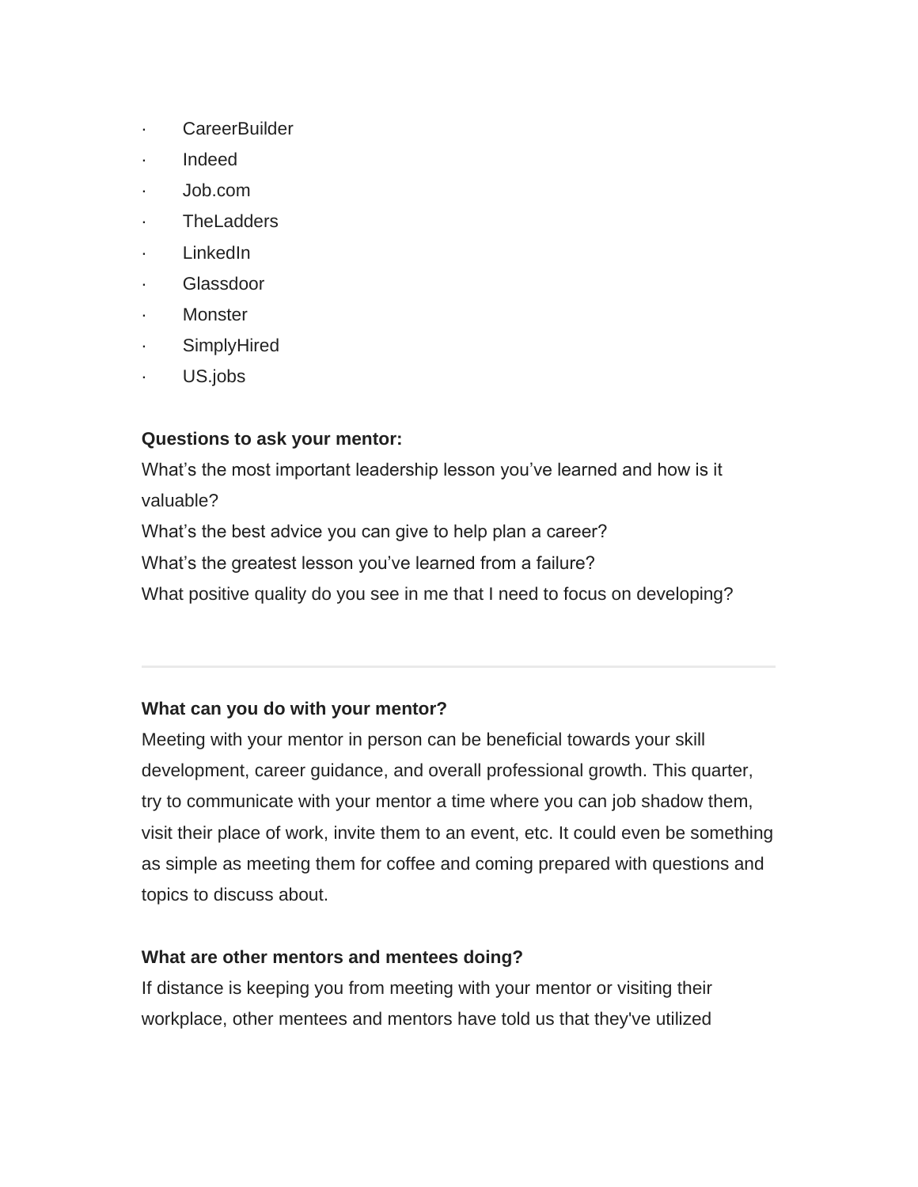- CareerBuilder
- Indeed
- Job.com
- TheLadders
- LinkedIn
- Glassdoor
- Monster
- SimplyHired
- US.jobs

**Questions to ask your mentor:**

What's the most important leadership lesson you've learned and how is it valuable?

What's the best advice you can give to help plan a career?

What's the greatest lesson you've learned from a failure?

What positive quality do you see in me that I need to focus on developing?

---

**What can you do with your mentor?**

Meeting with your mentor in person can be beneficial towards your skill development, career guidance, and overall professional growth. This quarter, try to communicate with your mentor a time where you can job shadow them, visit their place of work, invite them to an event, etc. It could even be something as simple as meeting them for coffee and coming prepared with questions and topics to discuss about.

**What are other mentors and mentees doing?**

If distance is keeping you from meeting with your mentor or visiting their workplace, other mentees and mentors have told us that they've utilized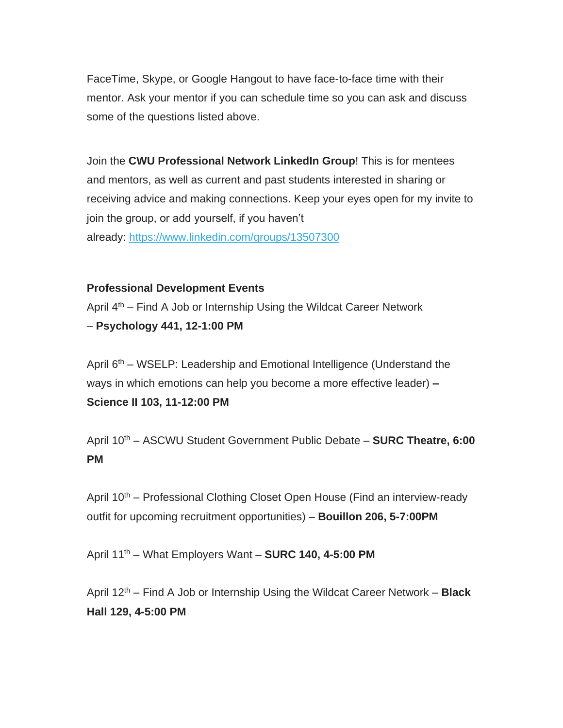FaceTime, Skype, or Google Hangout to have face-to-face time with their mentor. Ask your mentor if you can schedule time so you can ask and discuss some of the questions listed above.

Join the **CWU Professional Network LinkedIn Group**! This is for mentees and mentors, as well as current and past students interested in sharing or receiving advice and making connections. Keep your eyes open for my invite to join the group, or add yourself, if you haven't already: https://www.linkedin.com/groups/13507300

**Professional Development Events**

April 4th – Find A Job or Internship Using the Wildcat Career Network – **Psychology 441, 12-1:00 PM**

April 6th – WSELP: Leadership and Emotional Intelligence (Understand the ways in which emotions can help you become a more effective leader) **– Science II 103, 11-12:00 PM**

April 10th – ASCWU Student Government Public Debate – **SURC Theatre, 6:00 PM**

April 10th – Professional Clothing Closet Open House (Find an interview-ready outfit for upcoming recruitment opportunities) – **Bouillon 206, 5-7:00PM**

April 11th – What Employers Want – **SURC 140, 4-5:00 PM**

April 12th – Find A Job or Internship Using the Wildcat Career Network – **Black Hall 129, 4-5:00 PM**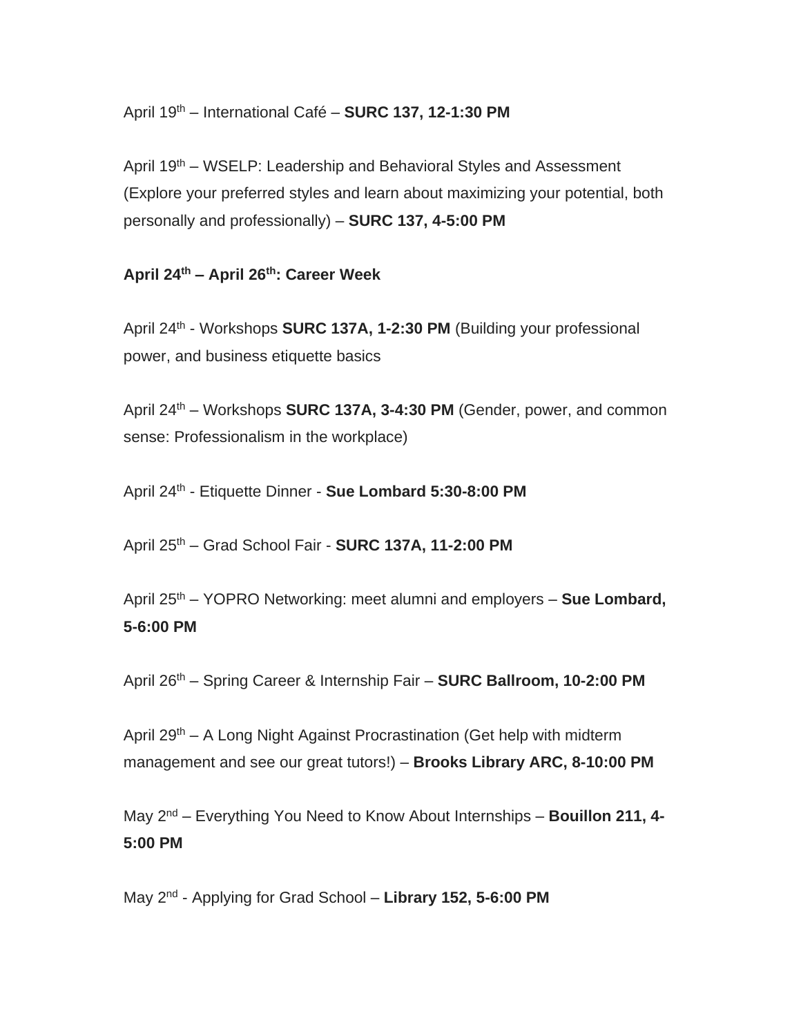April 19th – International Café – **SURC 137, 12-1:30 PM**

April 19th – WSELP: Leadership and Behavioral Styles and Assessment (Explore your preferred styles and learn about maximizing your potential, both personally and professionally) – **SURC 137, 4-5:00 PM**

**April 24th – April 26th: Career Week**

April 24th - Workshops **SURC 137A, 1-2:30 PM** (Building your professional power, and business etiquette basics

April 24th – Workshops **SURC 137A, 3-4:30 PM** (Gender, power, and common sense: Professionalism in the workplace)

April 24th - Etiquette Dinner - **Sue Lombard 5:30-8:00 PM**

April 25th – Grad School Fair - **SURC 137A, 11-2:00 PM**

April 25th – YOPRO Networking: meet alumni and employers – **Sue Lombard, 5-6:00 PM**

April 26th – Spring Career & Internship Fair – **SURC Ballroom, 10-2:00 PM**

April 29th – A Long Night Against Procrastination (Get help with midterm management and see our great tutors!) – **Brooks Library ARC, 8-10:00 PM**

May 2nd – Everything You Need to Know About Internships – **Bouillon 211, 4-5:00 PM**

May 2nd - Applying for Grad School – **Library 152, 5-6:00 PM**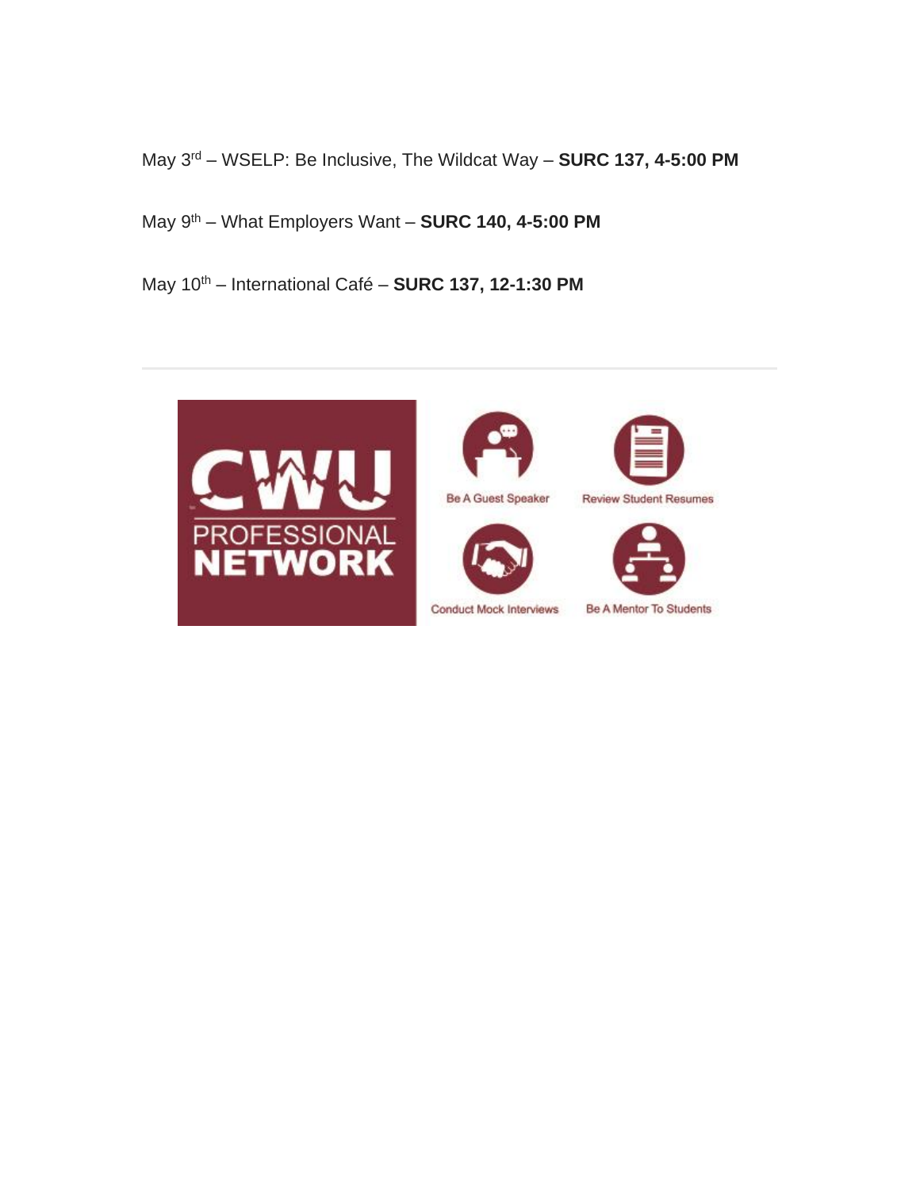May 3rd – WSELP: Be Inclusive, The Wildcat Way – **SURC 137, 4-5:00 PM**

May 9th – What Employers Want – **SURC 140, 4-5:00 PM**

May 10th – International Café – **SURC 137, 12-1:30 PM**

---

CWU PROFESSIONAL NETWORK

Be A Guest Speaker

Review Student Resumes

Conduct Mock Interviews

Be A Mentor To Students